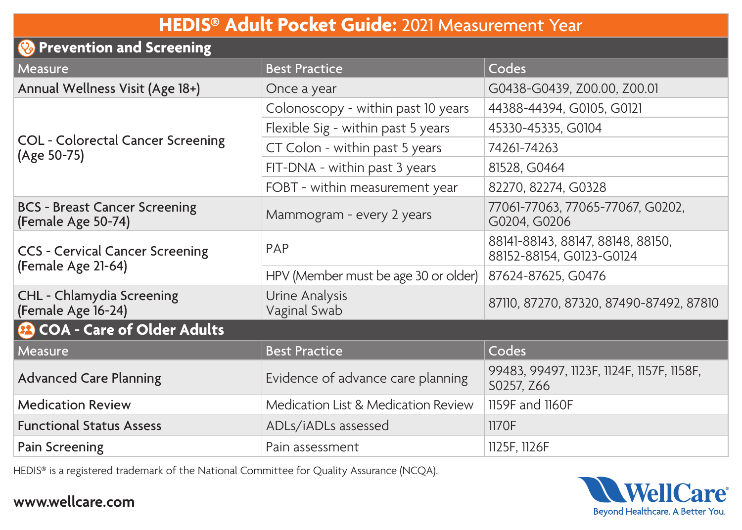# **HEDIS® Adult Pocket Guide:** 2021 Measurement Year

## Prevention and Screening

| Measure | Best Practice | Codes |
|---|---|---|
| Annual Wellness Visit (Age 18+) | Once a year | G0438-G0439, Z00.00, Z00.01 |
| COL - Colorectal Cancer Screening (Age 50-75) | Colonoscopy - within past 10 years | 44388-44394, G0105, G0121 |
| | Flexible Sig - within past 5 years | 45330-45335, G0104 |
| | CT Colon - within past 5 years | 74261-74263 |
| | FIT-DNA - within past 3 years | 81528, G0464 |
| | FOBT - within measurement year | 82270, 82274, G0328 |
| BCS - Breast Cancer Screening (Female Age 50-74) | Mammogram - every 2 years | 77061-77063, 77065-77067, G0202, G0204, G0206 |
| CCS - Cervical Cancer Screening (Female Age 21-64) | PAP | 88141-88143, 88147, 88148, 88150, 88152-88154, G0123-G0124 |
| | HPV (Member must be age 30 or older) | 87624-87625, G0476 |
| CHL - Chlamydia Screening (Female Age 16-24) | Urine Analysis<br>Vaginal Swab | 87110, 87270, 87320, 87490-87492, 87810 |

## COA - Care of Older Adults

| Measure | Best Practice | Codes |
|---|---|---|
| Advanced Care Planning | Evidence of advance care planning | 99483, 99497, 1123F, 1124F, 1157F, 1158F, S0257, Z66 |
| Medication Review | Medication List & Medication Review | 1159F and 1160F |
| Functional Status Assess | ADLs/iADLs assessed | 1170F |
| Pain Screening | Pain assessment | 1125F, 1126F |

HEDIS® is a registered trademark of the National Committee for Quality Assurance (NCQA).

**www.wellcare.com**

WellCare®
Beyond Healthcare. A Better You.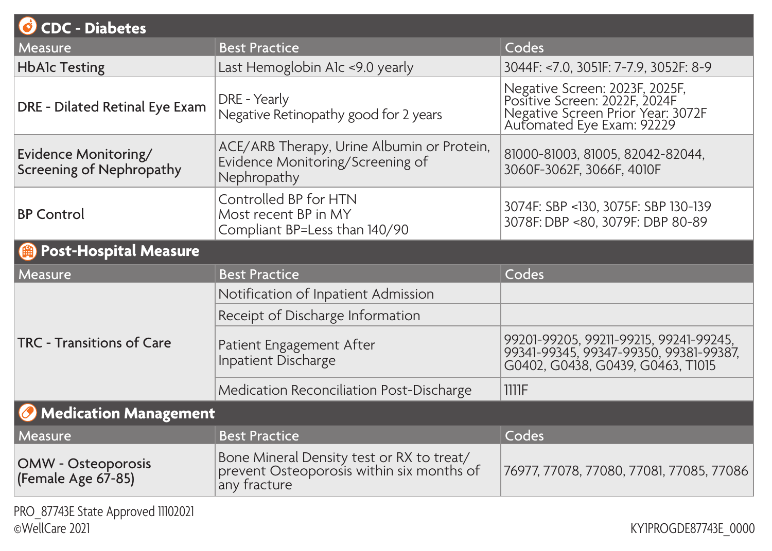## CDC - Diabetes

| Measure | Best Practice | Codes |
|---|---|---|
| HbA1c Testing | Last Hemoglobin A1c <9.0 yearly | 3044F: <7.0, 3051F: 7-7.9, 3052F: 8-9 |
| DRE - Dilated Retinal Eye Exam | DRE - Yearly<br>Negative Retinopathy good for 2 years | Negative Screen: 2023F, 2025F,<br>Positive Screen: 2022F, 2024F<br>Negative Screen Prior Year: 3072F<br>Automated Eye Exam: 92229 |
| Evidence Monitoring/ Screening of Nephropathy | ACE/ARB Therapy, Urine Albumin or Protein, Evidence Monitoring/Screening of Nephropathy | 81000-81003, 81005, 82042-82044, 3060F-3062F, 3066F, 4010F |
| BP Control | Controlled BP for HTN<br>Most recent BP in MY<br>Compliant BP=Less than 140/90 | 3074F: SBP <130, 3075F: SBP 130-139<br>3078F: DBP <80, 3079F: DBP 80-89 |

## Post-Hospital Measure

| Measure | Best Practice | Codes |
|---|---|---|
| TRC - Transitions of Care | Notification of Inpatient Admission | |
| | Receipt of Discharge Information | |
| | Patient Engagement After Inpatient Discharge | 99201-99205, 99211-99215, 99241-99245, 99341-99345, 99347-99350, 99381-99387, G0402, G0438, G0439, G0463, T1015 |
| | Medication Reconciliation Post-Discharge | 1111F |

## Medication Management

| Measure | Best Practice | Codes |
|---|---|---|
| OMW - Osteoporosis (Female Age 67-85) | Bone Mineral Density test or RX to treat/ prevent Osteoporosis within six months of any fracture | 76977, 77078, 77080, 77081, 77085, 77086 |

PRO_87743E State Approved 11102021
©WellCare 2021

KY1PROGDE87743E_0000